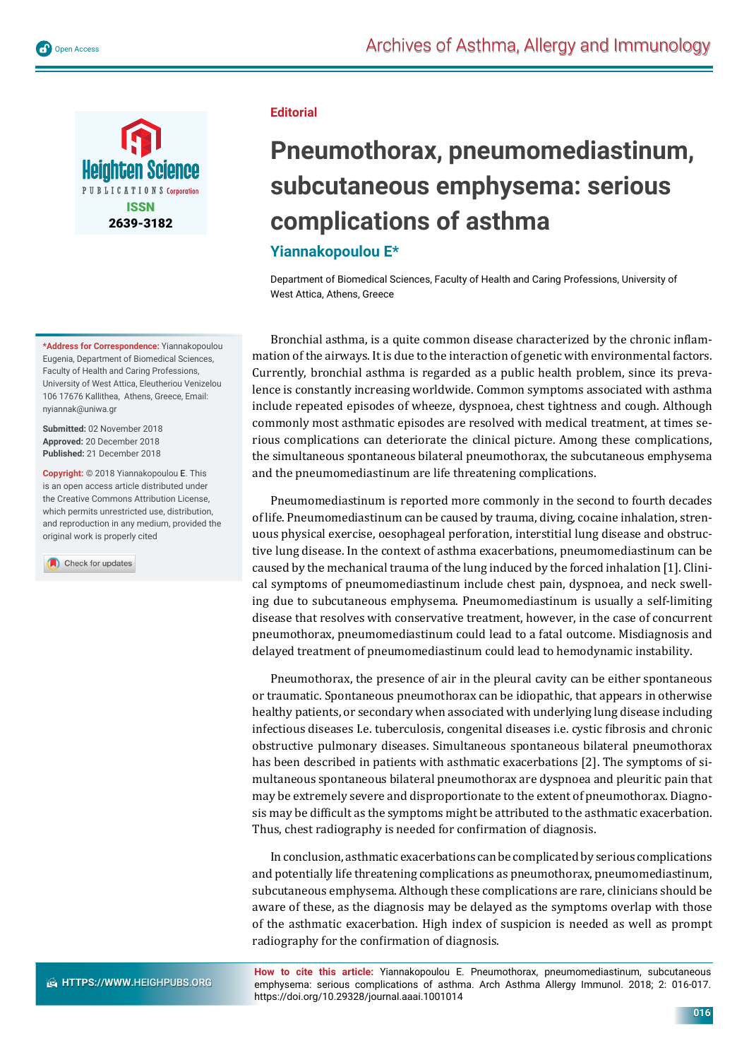Editorial

# Pneumothorax, pneumomediastinum, subcutaneous emphysema: serious complications of asthma

## Yiannakopoulou E*

Department of Biomedical Sciences, Faculty of Health and Caring Professions, University of West Attica, Athens, Greece

**\*Address for Correspondence:** Yiannakopoulou Eugenia, Department of Biomedical Sciences, Faculty of Health and Caring Professions, University of West Attica, Eleutheriou Venizelou 106 17676 Kallithea, Athens, Greece, Email: nyiannak@uniwa.gr

**Submitted:** 02 November 2018
**Approved:** 20 December 2018
**Published:** 21 December 2018

**Copyright:** © 2018 Yiannakopoulou E. This is an open access article distributed under the Creative Commons Attribution License, which permits unrestricted use, distribution, and reproduction in any medium, provided the original work is properly cited

Bronchial asthma, is a quite common disease characterized by the chronic inflammation of the airways. It is due to the interaction of genetic with environmental factors. Currently, bronchial asthma is regarded as a public health problem, since its prevalence is constantly increasing worldwide. Common symptoms associated with asthma include repeated episodes of wheeze, dyspnoea, chest tightness and cough. Although commonly most asthmatic episodes are resolved with medical treatment, at times serious complications can deteriorate the clinical picture. Among these complications, the simultaneous spontaneous bilateral pneumothorax, the subcutaneous emphysema and the pneumomediastinum are life threatening complications.

Pneumomediastinum is reported more commonly in the second to fourth decades of life. Pneumomediastinum can be caused by trauma, diving, cocaine inhalation, strenuous physical exercise, oesophageal perforation, interstitial lung disease and obstructive lung disease. In the context of asthma exacerbations, pneumomediastinum can be caused by the mechanical trauma of the lung induced by the forced inhalation [1]. Clinical symptoms of pneumomediastinum include chest pain, dyspnoea, and neck swelling due to subcutaneous emphysema. Pneumomediastinum is usually a self-limiting disease that resolves with conservative treatment, however, in the case of concurrent pneumothorax, pneumomediastinum could lead to a fatal outcome. Misdiagnosis and delayed treatment of pneumomediastinum could lead to hemodynamic instability.

Pneumothorax, the presence of air in the pleural cavity can be either spontaneous or traumatic. Spontaneous pneumothorax can be idiopathic, that appears in otherwise healthy patients, or secondary when associated with underlying lung disease including infectious diseases I.e. tuberculosis, congenital diseases i.e. cystic fibrosis and chronic obstructive pulmonary diseases. Simultaneous spontaneous bilateral pneumothorax has been described in patients with asthmatic exacerbations [2]. The symptoms of simultaneous spontaneous bilateral pneumothorax are dyspnoea and pleuritic pain that may be extremely severe and disproportionate to the extent of pneumothorax. Diagnosis may be difficult as the symptoms might be attributed to the asthmatic exacerbation. Thus, chest radiography is needed for confirmation of diagnosis.

In conclusion, asthmatic exacerbations can be complicated by serious complications and potentially life threatening complications as pneumothorax, pneumomediastinum, subcutaneous emphysema. Although these complications are rare, clinicians should be aware of these, as the diagnosis may be delayed as the symptoms overlap with those of the asthmatic exacerbation. High index of suspicion is needed as well as prompt radiography for the confirmation of diagnosis.

**How to cite this article:** Yiannakopoulou E. Pneumothorax, pneumomediastinum, subcutaneous emphysema: serious complications of asthma. Arch Asthma Allergy Immunol. 2018; 2: 016-017. https://doi.org/10.29328/journal.aaai.1001014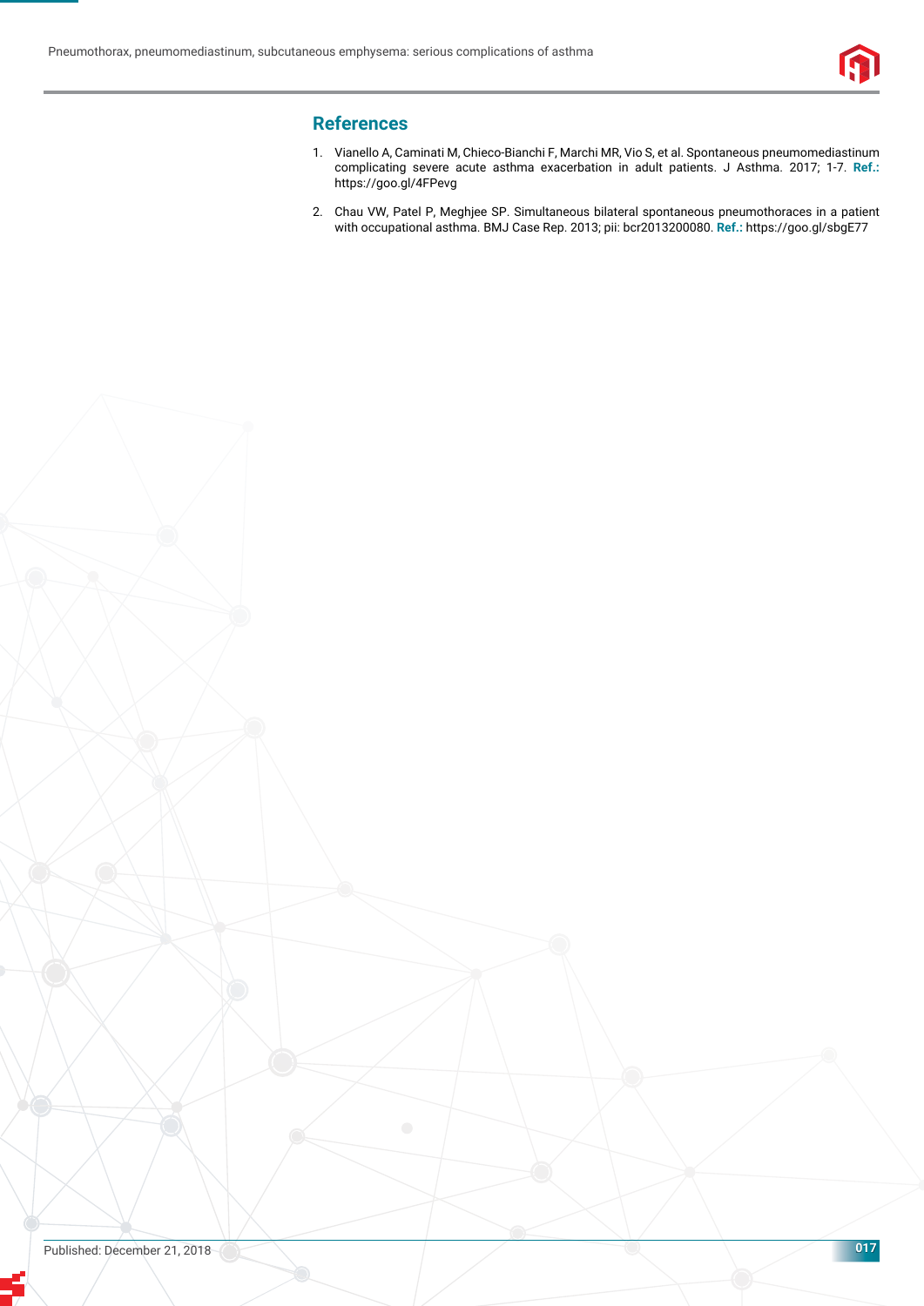## References

1. Vianello A, Caminati M, Chieco-Bianchi F, Marchi MR, Vio S, et al. Spontaneous pneumomediastinum complicating severe acute asthma exacerbation in adult patients. J Asthma. 2017; 1-7. **Ref.:** https://goo.gl/4FPevg

2. Chau VW, Patel P, Meghjee SP. Simultaneous bilateral spontaneous pneumothoraces in a patient with occupational asthma. BMJ Case Rep. 2013; pii: bcr2013200080. **Ref.:** https://goo.gl/sbgE77